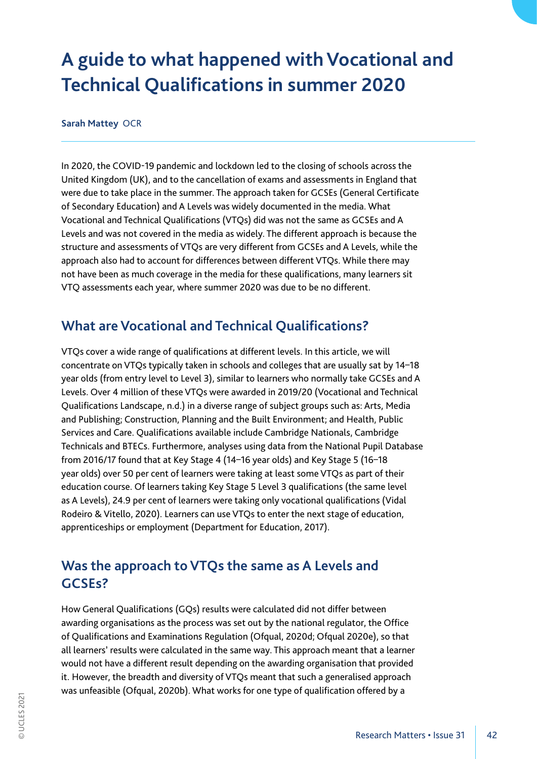# A guide to what happened with Vocational and Technical Qualifications in summer 2020

**Sarah Mattey** OCR

In 2020, the COVID-19 pandemic and lockdown led to the closing of schools across the United Kingdom (UK), and to the cancellation of exams and assessments in England that were due to take place in the summer. The approach taken for GCSEs (General Certificate of Secondary Education) and A Levels was widely documented in the media. What Vocational and Technical Qualifications (VTQs) did was not the same as GCSEs and A Levels and was not covered in the media as widely. The different approach is because the structure and assessments of VTQs are very different from GCSEs and A Levels, while the approach also had to account for differences between different VTQs. While there may not have been as much coverage in the media for these qualifications, many learners sit VTQ assessments each year, where summer 2020 was due to be no different.

## What are Vocational and Technical Qualifications?

VTQs cover a wide range of qualifications at different levels. In this article, we will concentrate on VTQs typically taken in schools and colleges that are usually sat by 14–18 year olds (from entry level to Level 3), similar to learners who normally take GCSEs and A Levels. Over 4 million of these VTQs were awarded in 2019/20 (Vocational and Technical Qualifications Landscape, n.d.) in a diverse range of subject groups such as: Arts, Media and Publishing; Construction, Planning and the Built Environment; and Health, Public Services and Care. Qualifications available include Cambridge Nationals, Cambridge Technicals and BTECs. Furthermore, analyses using data from the National Pupil Database from 2016/17 found that at Key Stage 4 (14–16 year olds) and Key Stage 5 (16–18 year olds) over 50 per cent of learners were taking at least some VTQs as part of their education course. Of learners taking Key Stage 5 Level 3 qualifications (the same level as A Levels), 24.9 per cent of learners were taking only vocational qualifications (Vidal Rodeiro & Vitello, 2020). Learners can use VTQs to enter the next stage of education, apprenticeships or employment (Department for Education, 2017).

## Was the approach to VTQs the same as A Levels and GCSEs?

How General Qualifications (GQs) results were calculated did not differ between awarding organisations as the process was set out by the national regulator, the Office of Qualifications and Examinations Regulation (Ofqual, 2020d; Ofqual 2020e), so that all learners' results were calculated in the same way. This approach meant that a learner would not have a different result depending on the awarding organisation that provided it. However, the breadth and diversity of VTQs meant that such a generalised approach was unfeasible (Ofqual, 2020b). What works for one type of qualification offered by a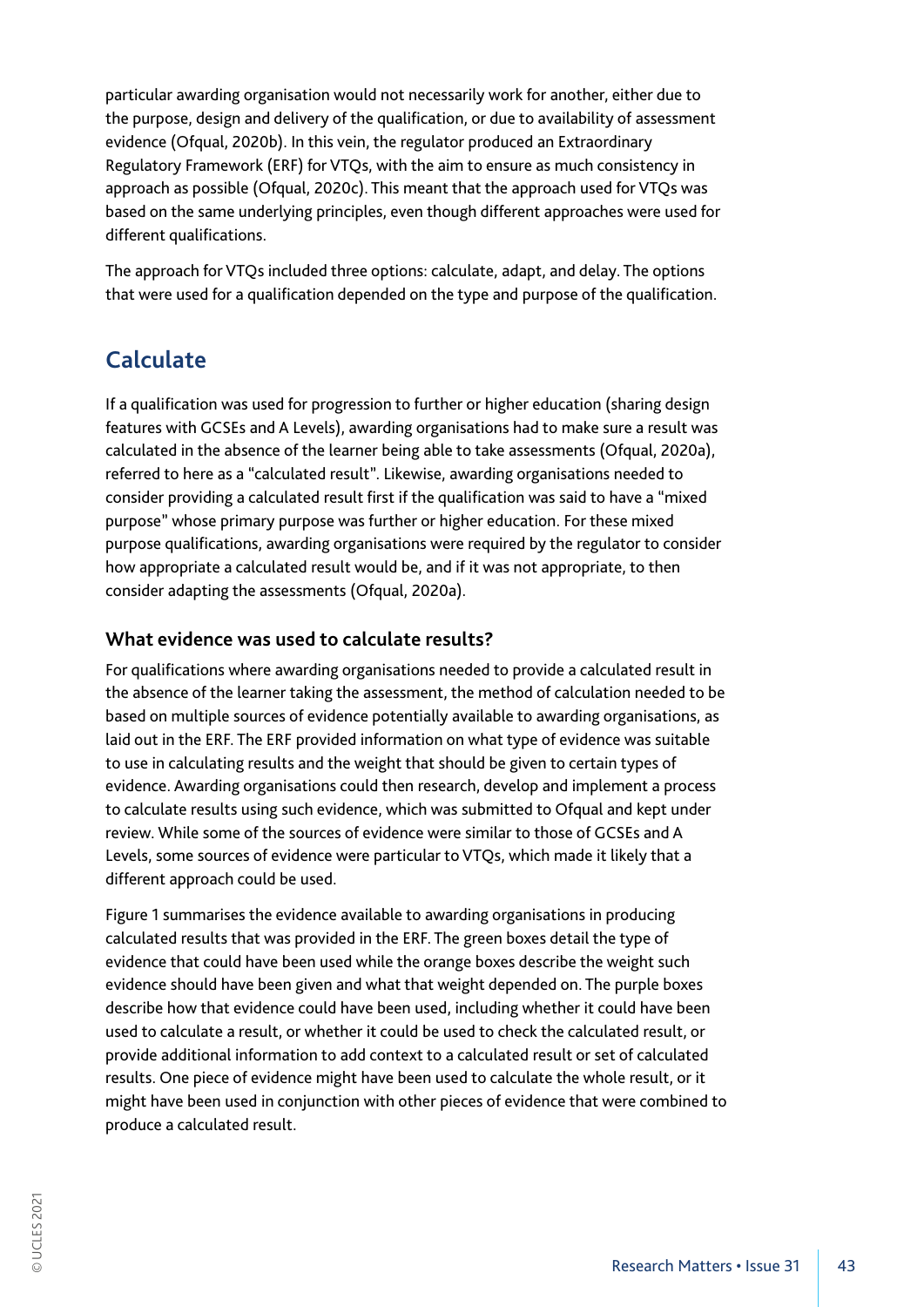particular awarding organisation would not necessarily work for another, either due to the purpose, design and delivery of the qualification, or due to availability of assessment evidence (Ofqual, 2020b). In this vein, the regulator produced an Extraordinary Regulatory Framework (ERF) for VTQs, with the aim to ensure as much consistency in approach as possible (Ofqual, 2020c). This meant that the approach used for VTQs was based on the same underlying principles, even though different approaches were used for different qualifications.

The approach for VTQs included three options: calculate, adapt, and delay. The options that were used for a qualification depended on the type and purpose of the qualification.

## Calculate

If a qualification was used for progression to further or higher education (sharing design features with GCSEs and A Levels), awarding organisations had to make sure a result was calculated in the absence of the learner being able to take assessments (Ofqual, 2020a), referred to here as a "calculated result". Likewise, awarding organisations needed to consider providing a calculated result first if the qualification was said to have a "mixed purpose" whose primary purpose was further or higher education. For these mixed purpose qualifications, awarding organisations were required by the regulator to consider how appropriate a calculated result would be, and if it was not appropriate, to then consider adapting the assessments (Ofqual, 2020a).

### What evidence was used to calculate results?

For qualifications where awarding organisations needed to provide a calculated result in the absence of the learner taking the assessment, the method of calculation needed to be based on multiple sources of evidence potentially available to awarding organisations, as laid out in the ERF. The ERF provided information on what type of evidence was suitable to use in calculating results and the weight that should be given to certain types of evidence. Awarding organisations could then research, develop and implement a process to calculate results using such evidence, which was submitted to Ofqual and kept under review. While some of the sources of evidence were similar to those of GCSEs and A Levels, some sources of evidence were particular to VTQs, which made it likely that a different approach could be used.

Figure 1 summarises the evidence available to awarding organisations in producing calculated results that was provided in the ERF. The green boxes detail the type of evidence that could have been used while the orange boxes describe the weight such evidence should have been given and what that weight depended on. The purple boxes describe how that evidence could have been used, including whether it could have been used to calculate a result, or whether it could be used to check the calculated result, or provide additional information to add context to a calculated result or set of calculated results. One piece of evidence might have been used to calculate the whole result, or it might have been used in conjunction with other pieces of evidence that were combined to produce a calculated result.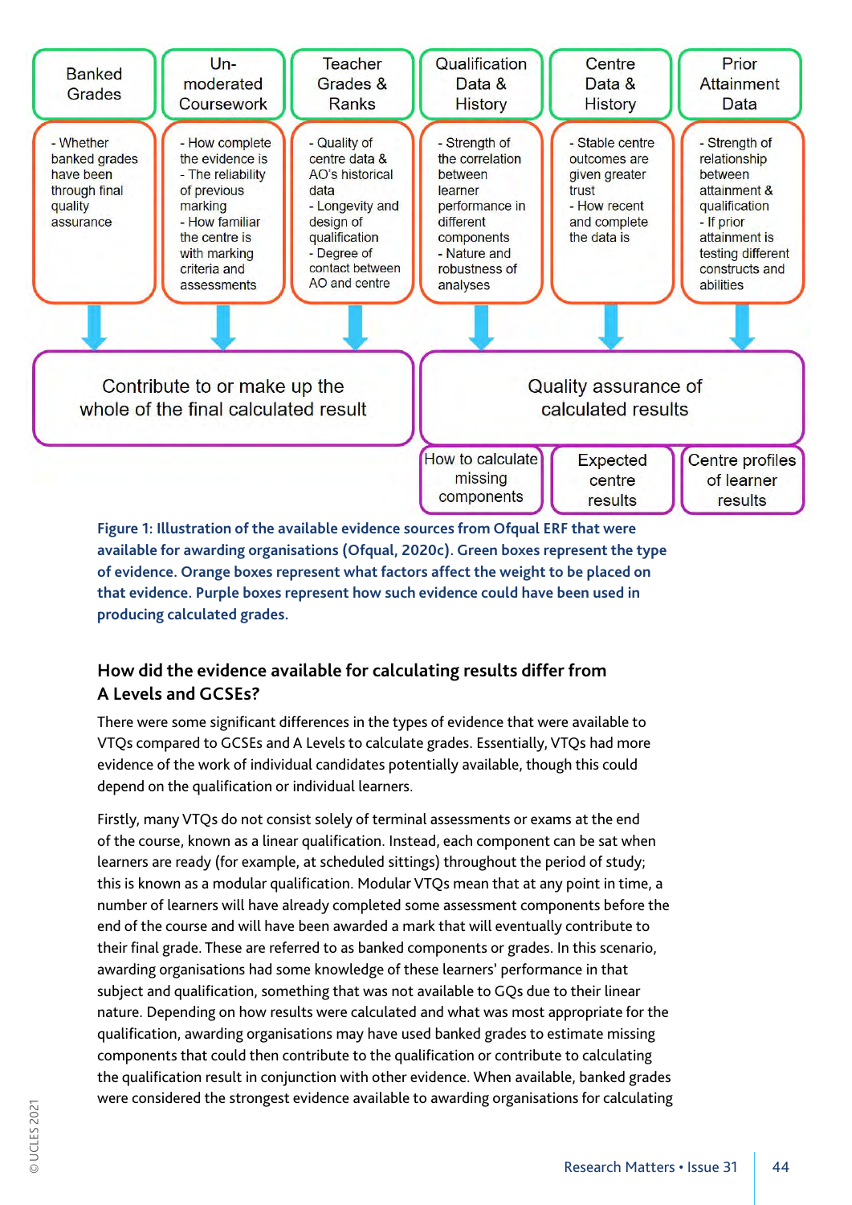| Banked Grades | Un-moderated Coursework | Teacher Grades & Ranks | Qualification Data & History | Centre Data & History | Prior Attainment Data |
| --- | --- | --- | --- | --- | --- |
| - Whether banked grades have been through final quality assurance | - How complete the evidence is<br>- The reliability of previous marking<br>- How familiar the centre is with marking criteria and assessments | - Quality of centre data & AO's historical data<br>- Longevity and design of qualification<br>- Degree of contact between AO and centre | - Strength of the correlation between learner performance in different components<br>- Nature and robustness of analyses | - Stable centre outcomes are given greater trust<br>- How recent and complete the data is | - Strength of relationship between attainment & qualification<br>- If prior attainment is testing different constructs and abilities |

Contribute to or make up the whole of the final calculated result

Quality assurance of calculated results

- How to calculate missing components
- Expected centre results
- Centre profiles of learner results

**Figure 1: Illustration of the available evidence sources from Ofqual ERF that were available for awarding organisations (Ofqual, 2020c). Green boxes represent the type of evidence. Orange boxes represent what factors affect the weight to be placed on that evidence. Purple boxes represent how such evidence could have been used in producing calculated grades.**

## How did the evidence available for calculating results differ from A Levels and GCSEs?

There were some significant differences in the types of evidence that were available to VTQs compared to GCSEs and A Levels to calculate grades. Essentially, VTQs had more evidence of the work of individual candidates potentially available, though this could depend on the qualification or individual learners.

Firstly, many VTQs do not consist solely of terminal assessments or exams at the end of the course, known as a linear qualification. Instead, each component can be sat when learners are ready (for example, at scheduled sittings) throughout the period of study; this is known as a modular qualification. Modular VTQs mean that at any point in time, a number of learners will have already completed some assessment components before the end of the course and will have been awarded a mark that will eventually contribute to their final grade. These are referred to as banked components or grades. In this scenario, awarding organisations had some knowledge of these learners' performance in that subject and qualification, something that was not available to GQs due to their linear nature. Depending on how results were calculated and what was most appropriate for the qualification, awarding organisations may have used banked grades to estimate missing components that could then contribute to the qualification or contribute to calculating the qualification result in conjunction with other evidence. When available, banked grades were considered the strongest evidence available to awarding organisations for calculating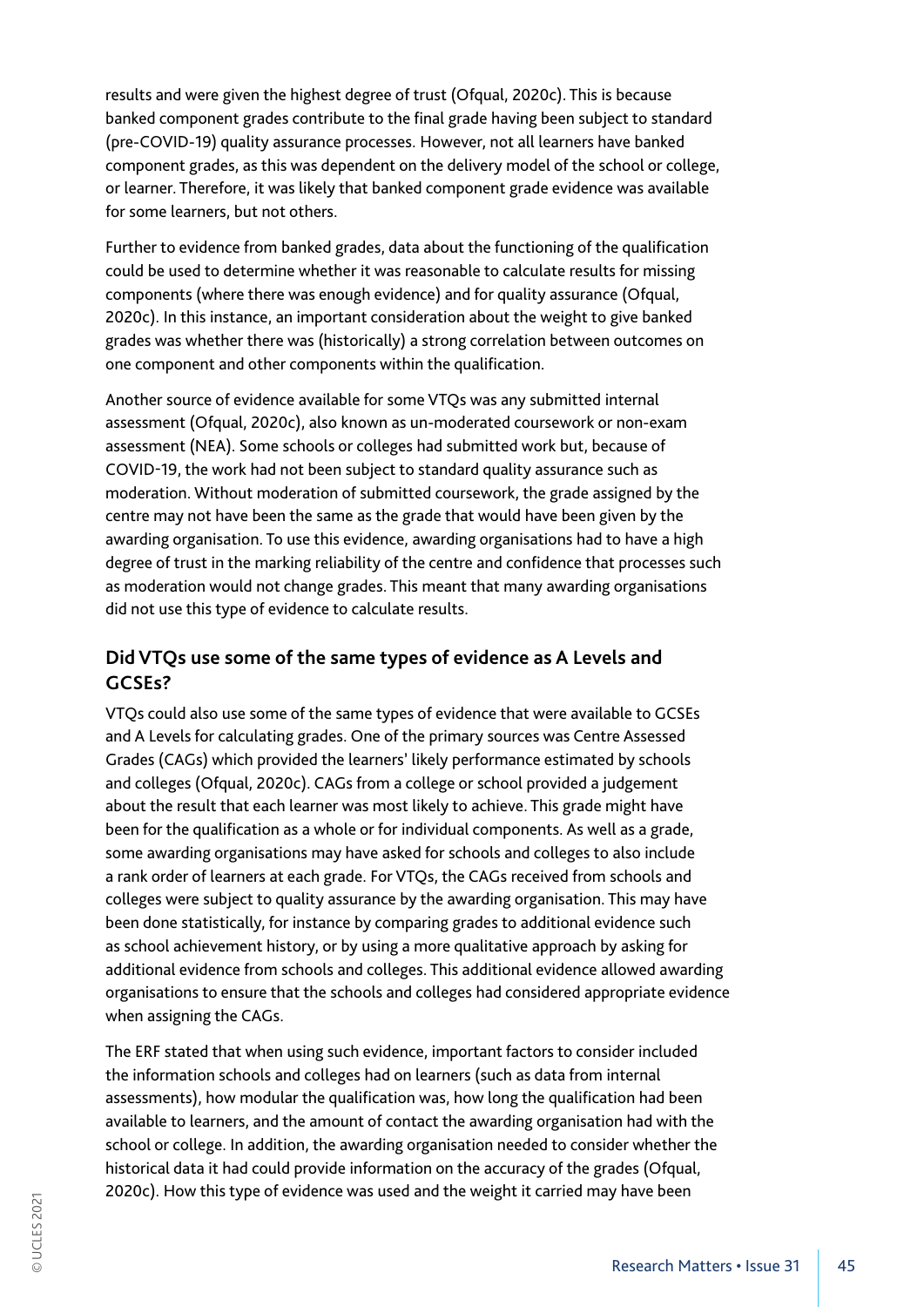results and were given the highest degree of trust (Ofqual, 2020c). This is because banked component grades contribute to the final grade having been subject to standard (pre-COVID-19) quality assurance processes. However, not all learners have banked component grades, as this was dependent on the delivery model of the school or college, or learner. Therefore, it was likely that banked component grade evidence was available for some learners, but not others.

Further to evidence from banked grades, data about the functioning of the qualification could be used to determine whether it was reasonable to calculate results for missing components (where there was enough evidence) and for quality assurance (Ofqual, 2020c). In this instance, an important consideration about the weight to give banked grades was whether there was (historically) a strong correlation between outcomes on one component and other components within the qualification.

Another source of evidence available for some VTQs was any submitted internal assessment (Ofqual, 2020c), also known as un-moderated coursework or non-exam assessment (NEA). Some schools or colleges had submitted work but, because of COVID-19, the work had not been subject to standard quality assurance such as moderation. Without moderation of submitted coursework, the grade assigned by the centre may not have been the same as the grade that would have been given by the awarding organisation. To use this evidence, awarding organisations had to have a high degree of trust in the marking reliability of the centre and confidence that processes such as moderation would not change grades. This meant that many awarding organisations did not use this type of evidence to calculate results.

## Did VTQs use some of the same types of evidence as A Levels and GCSEs?

VTQs could also use some of the same types of evidence that were available to GCSEs and A Levels for calculating grades. One of the primary sources was Centre Assessed Grades (CAGs) which provided the learners' likely performance estimated by schools and colleges (Ofqual, 2020c). CAGs from a college or school provided a judgement about the result that each learner was most likely to achieve. This grade might have been for the qualification as a whole or for individual components. As well as a grade, some awarding organisations may have asked for schools and colleges to also include a rank order of learners at each grade. For VTQs, the CAGs received from schools and colleges were subject to quality assurance by the awarding organisation. This may have been done statistically, for instance by comparing grades to additional evidence such as school achievement history, or by using a more qualitative approach by asking for additional evidence from schools and colleges. This additional evidence allowed awarding organisations to ensure that the schools and colleges had considered appropriate evidence when assigning the CAGs.

The ERF stated that when using such evidence, important factors to consider included the information schools and colleges had on learners (such as data from internal assessments), how modular the qualification was, how long the qualification had been available to learners, and the amount of contact the awarding organisation had with the school or college. In addition, the awarding organisation needed to consider whether the historical data it had could provide information on the accuracy of the grades (Ofqual, 2020c). How this type of evidence was used and the weight it carried may have been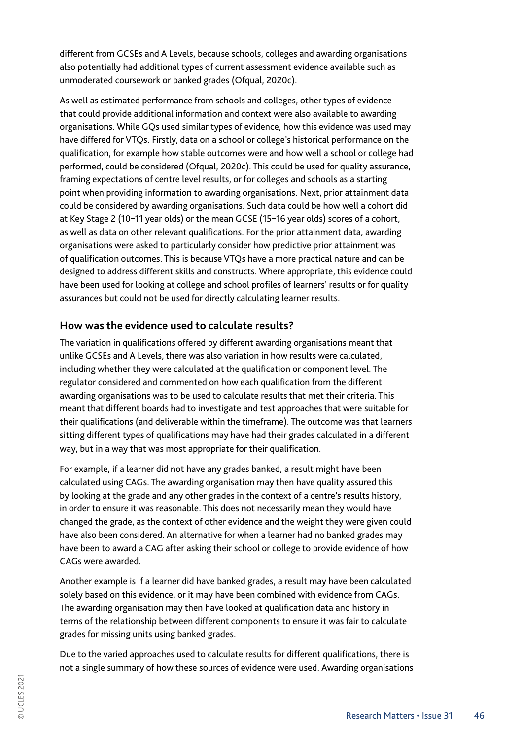different from GCSEs and A Levels, because schools, colleges and awarding organisations also potentially had additional types of current assessment evidence available such as unmoderated coursework or banked grades (Ofqual, 2020c).

As well as estimated performance from schools and colleges, other types of evidence that could provide additional information and context were also available to awarding organisations. While GQs used similar types of evidence, how this evidence was used may have differed for VTQs. Firstly, data on a school or college's historical performance on the qualification, for example how stable outcomes were and how well a school or college had performed, could be considered (Ofqual, 2020c). This could be used for quality assurance, framing expectations of centre level results, or for colleges and schools as a starting point when providing information to awarding organisations. Next, prior attainment data could be considered by awarding organisations. Such data could be how well a cohort did at Key Stage 2 (10–11 year olds) or the mean GCSE (15–16 year olds) scores of a cohort, as well as data on other relevant qualifications. For the prior attainment data, awarding organisations were asked to particularly consider how predictive prior attainment was of qualification outcomes. This is because VTQs have a more practical nature and can be designed to address different skills and constructs. Where appropriate, this evidence could have been used for looking at college and school profiles of learners' results or for quality assurances but could not be used for directly calculating learner results.

## How was the evidence used to calculate results?

The variation in qualifications offered by different awarding organisations meant that unlike GCSEs and A Levels, there was also variation in how results were calculated, including whether they were calculated at the qualification or component level. The regulator considered and commented on how each qualification from the different awarding organisations was to be used to calculate results that met their criteria. This meant that different boards had to investigate and test approaches that were suitable for their qualifications (and deliverable within the timeframe). The outcome was that learners sitting different types of qualifications may have had their grades calculated in a different way, but in a way that was most appropriate for their qualification.

For example, if a learner did not have any grades banked, a result might have been calculated using CAGs. The awarding organisation may then have quality assured this by looking at the grade and any other grades in the context of a centre's results history, in order to ensure it was reasonable. This does not necessarily mean they would have changed the grade, as the context of other evidence and the weight they were given could have also been considered. An alternative for when a learner had no banked grades may have been to award a CAG after asking their school or college to provide evidence of how CAGs were awarded.

Another example is if a learner did have banked grades, a result may have been calculated solely based on this evidence, or it may have been combined with evidence from CAGs. The awarding organisation may then have looked at qualification data and history in terms of the relationship between different components to ensure it was fair to calculate grades for missing units using banked grades.

Due to the varied approaches used to calculate results for different qualifications, there is not a single summary of how these sources of evidence were used. Awarding organisations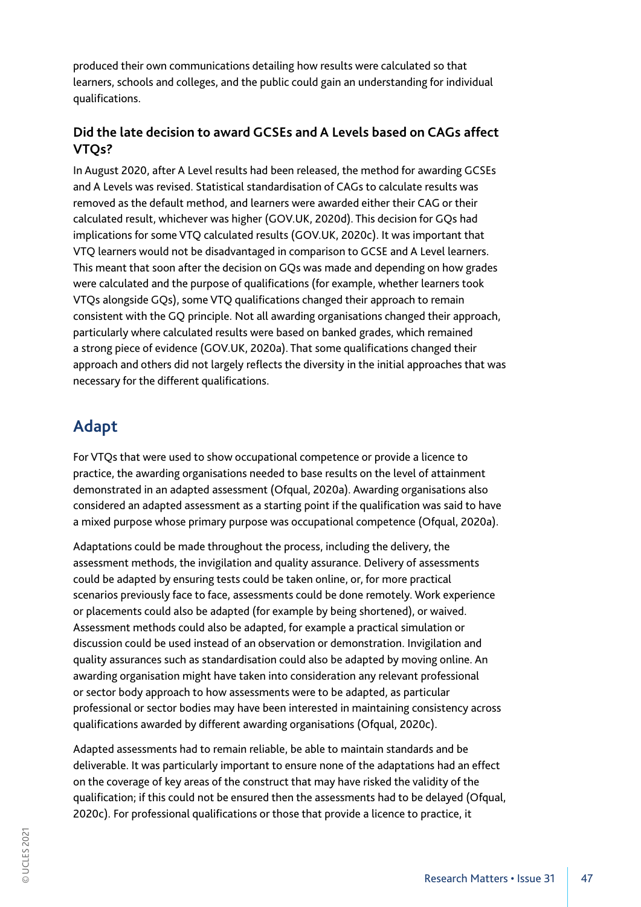produced their own communications detailing how results were calculated so that learners, schools and colleges, and the public could gain an understanding for individual qualifications.

### Did the late decision to award GCSEs and A Levels based on CAGs affect VTQs?

In August 2020, after A Level results had been released, the method for awarding GCSEs and A Levels was revised. Statistical standardisation of CAGs to calculate results was removed as the default method, and learners were awarded either their CAG or their calculated result, whichever was higher (GOV.UK, 2020d). This decision for GQs had implications for some VTQ calculated results (GOV.UK, 2020c). It was important that VTQ learners would not be disadvantaged in comparison to GCSE and A Level learners. This meant that soon after the decision on GQs was made and depending on how grades were calculated and the purpose of qualifications (for example, whether learners took VTQs alongside GQs), some VTQ qualifications changed their approach to remain consistent with the GQ principle. Not all awarding organisations changed their approach, particularly where calculated results were based on banked grades, which remained a strong piece of evidence (GOV.UK, 2020a). That some qualifications changed their approach and others did not largely reflects the diversity in the initial approaches that was necessary for the different qualifications.

## Adapt

For VTQs that were used to show occupational competence or provide a licence to practice, the awarding organisations needed to base results on the level of attainment demonstrated in an adapted assessment (Ofqual, 2020a). Awarding organisations also considered an adapted assessment as a starting point if the qualification was said to have a mixed purpose whose primary purpose was occupational competence (Ofqual, 2020a).

Adaptations could be made throughout the process, including the delivery, the assessment methods, the invigilation and quality assurance. Delivery of assessments could be adapted by ensuring tests could be taken online, or, for more practical scenarios previously face to face, assessments could be done remotely. Work experience or placements could also be adapted (for example by being shortened), or waived. Assessment methods could also be adapted, for example a practical simulation or discussion could be used instead of an observation or demonstration. Invigilation and quality assurances such as standardisation could also be adapted by moving online. An awarding organisation might have taken into consideration any relevant professional or sector body approach to how assessments were to be adapted, as particular professional or sector bodies may have been interested in maintaining consistency across qualifications awarded by different awarding organisations (Ofqual, 2020c).

Adapted assessments had to remain reliable, be able to maintain standards and be deliverable. It was particularly important to ensure none of the adaptations had an effect on the coverage of key areas of the construct that may have risked the validity of the qualification; if this could not be ensured then the assessments had to be delayed (Ofqual, 2020c). For professional qualifications or those that provide a licence to practice, it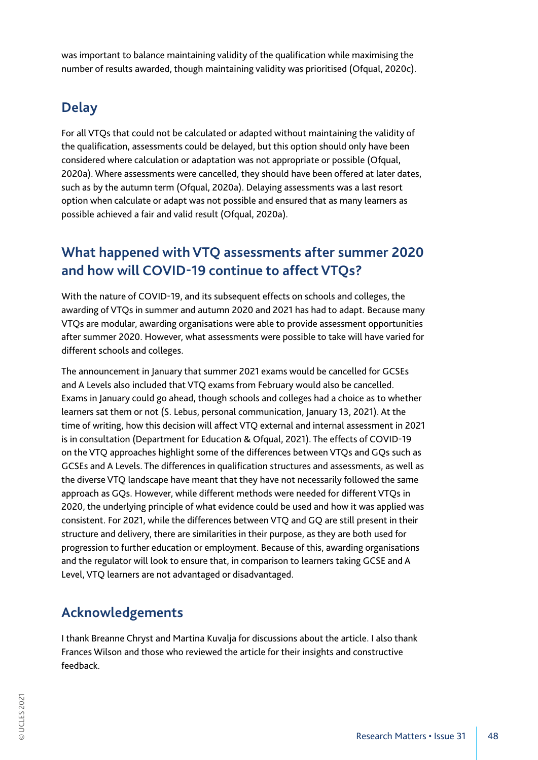was important to balance maintaining validity of the qualification while maximising the number of results awarded, though maintaining validity was prioritised (Ofqual, 2020c).

## Delay

For all VTQs that could not be calculated or adapted without maintaining the validity of the qualification, assessments could be delayed, but this option should only have been considered where calculation or adaptation was not appropriate or possible (Ofqual, 2020a). Where assessments were cancelled, they should have been offered at later dates, such as by the autumn term (Ofqual, 2020a). Delaying assessments was a last resort option when calculate or adapt was not possible and ensured that as many learners as possible achieved a fair and valid result (Ofqual, 2020a).

## What happened with VTQ assessments after summer 2020 and how will COVID-19 continue to affect VTQs?

With the nature of COVID-19, and its subsequent effects on schools and colleges, the awarding of VTQs in summer and autumn 2020 and 2021 has had to adapt. Because many VTQs are modular, awarding organisations were able to provide assessment opportunities after summer 2020. However, what assessments were possible to take will have varied for different schools and colleges.

The announcement in January that summer 2021 exams would be cancelled for GCSEs and A Levels also included that VTQ exams from February would also be cancelled. Exams in January could go ahead, though schools and colleges had a choice as to whether learners sat them or not (S. Lebus, personal communication, January 13, 2021). At the time of writing, how this decision will affect VTQ external and internal assessment in 2021 is in consultation (Department for Education & Ofqual, 2021). The effects of COVID-19 on the VTQ approaches highlight some of the differences between VTQs and GQs such as GCSEs and A Levels. The differences in qualification structures and assessments, as well as the diverse VTQ landscape have meant that they have not necessarily followed the same approach as GQs. However, while different methods were needed for different VTQs in 2020, the underlying principle of what evidence could be used and how it was applied was consistent. For 2021, while the differences between VTQ and GQ are still present in their structure and delivery, there are similarities in their purpose, as they are both used for progression to further education or employment. Because of this, awarding organisations and the regulator will look to ensure that, in comparison to learners taking GCSE and A Level, VTQ learners are not advantaged or disadvantaged.

## Acknowledgements

I thank Breanne Chryst and Martina Kuvalja for discussions about the article. I also thank Frances Wilson and those who reviewed the article for their insights and constructive feedback.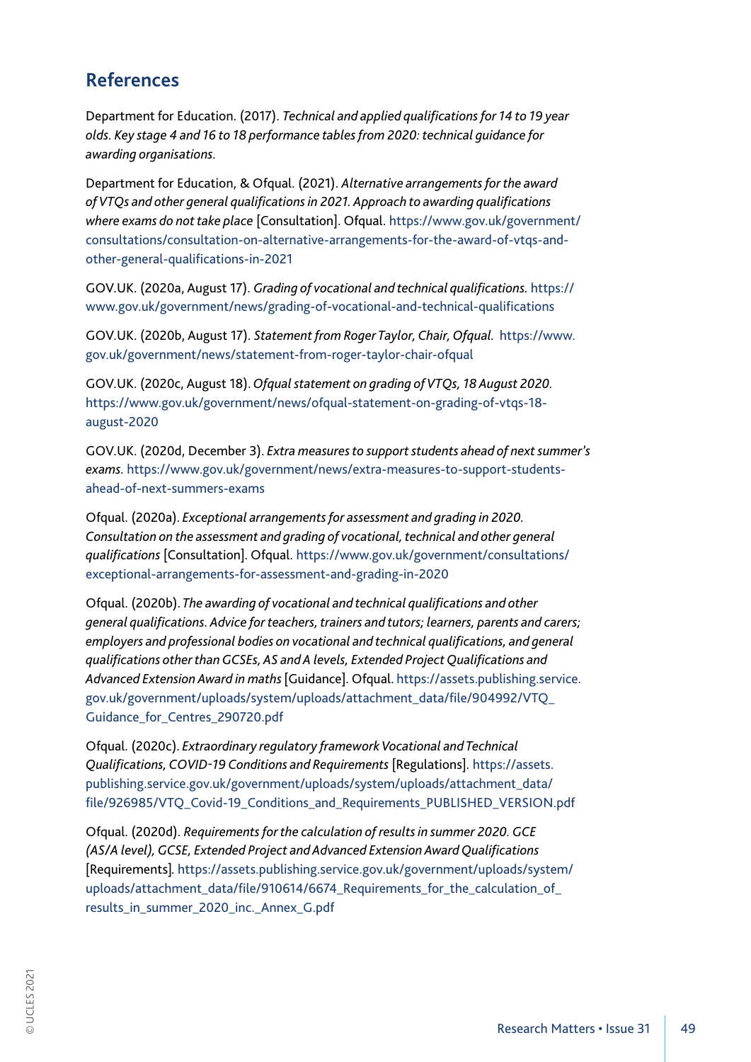## References

Department for Education. (2017). *Technical and applied qualifications for 14 to 19 year olds. Key stage 4 and 16 to 18 performance tables from 2020: technical guidance for awarding organisations.*

Department for Education, & Ofqual. (2021). *Alternative arrangements for the award of VTQs and other general qualifications in 2021. Approach to awarding qualifications where exams do not take place* [Consultation]. Ofqual. https://www.gov.uk/government/consultations/consultation-on-alternative-arrangements-for-the-award-of-vtqs-and-other-general-qualifications-in-2021

GOV.UK. (2020a, August 17). *Grading of vocational and technical qualifications.* https://www.gov.uk/government/news/grading-of-vocational-and-technical-qualifications

GOV.UK. (2020b, August 17). *Statement from Roger Taylor, Chair, Ofqual.* https://www.gov.uk/government/news/statement-from-roger-taylor-chair-ofqual

GOV.UK. (2020c, August 18). *Ofqual statement on grading of VTQs, 18 August 2020.* https://www.gov.uk/government/news/ofqual-statement-on-grading-of-vtqs-18-august-2020

GOV.UK. (2020d, December 3). *Extra measures to support students ahead of next summer's exams.* https://www.gov.uk/government/news/extra-measures-to-support-students-ahead-of-next-summers-exams

Ofqual. (2020a). *Exceptional arrangements for assessment and grading in 2020. Consultation on the assessment and grading of vocational, technical and other general qualifications* [Consultation]. Ofqual. https://www.gov.uk/government/consultations/exceptional-arrangements-for-assessment-and-grading-in-2020

Ofqual. (2020b). *The awarding of vocational and technical qualifications and other general qualifications. Advice for teachers, trainers and tutors; learners, parents and carers; employers and professional bodies on vocational and technical qualifications, and general qualifications other than GCSEs, AS and A levels, Extended Project Qualifications and Advanced Extension Award in maths* [Guidance]. Ofqual. https://assets.publishing.service.gov.uk/government/uploads/system/uploads/attachment_data/file/904992/VTQ_Guidance_for_Centres_290720.pdf

Ofqual. (2020c). *Extraordinary regulatory framework Vocational and Technical Qualifications, COVID-19 Conditions and Requirements* [Regulations]. https://assets.publishing.service.gov.uk/government/uploads/system/uploads/attachment_data/file/926985/VTQ_Covid-19_Conditions_and_Requirements_PUBLISHED_VERSION.pdf

Ofqual. (2020d). *Requirements for the calculation of results in summer 2020. GCE (AS/A level), GCSE, Extended Project and Advanced Extension Award Qualifications* [Requirements]. https://assets.publishing.service.gov.uk/government/uploads/system/uploads/attachment_data/file/910614/6674_Requirements_for_the_calculation_of_results_in_summer_2020_inc._Annex_G.pdf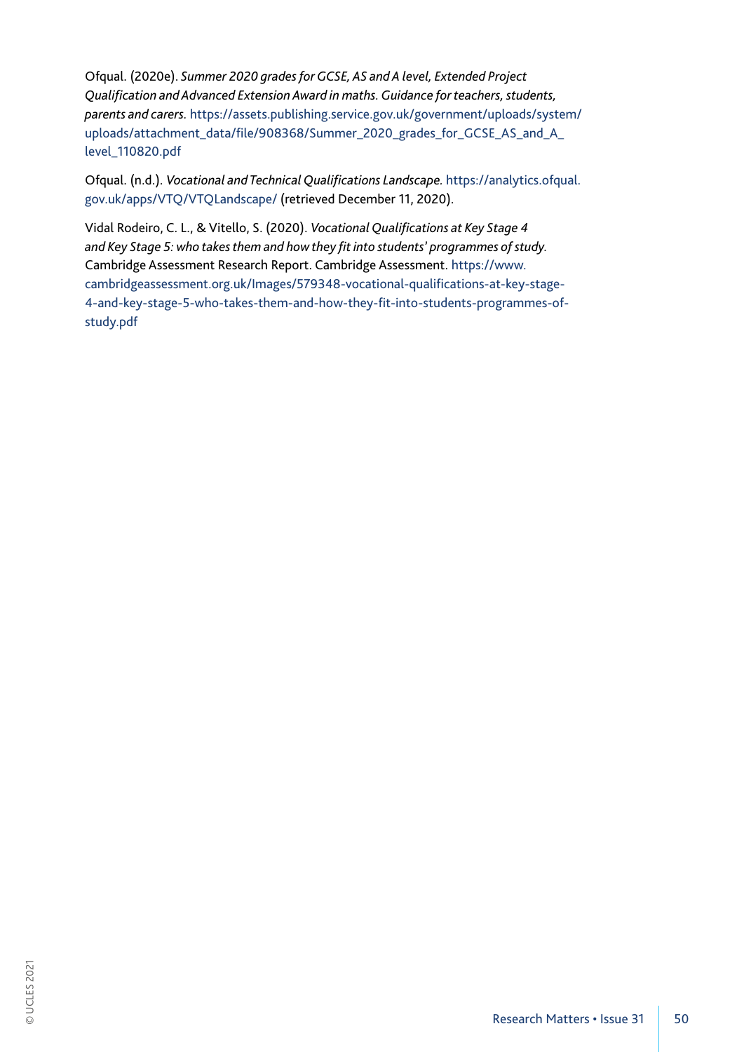Ofqual. (2020e). *Summer 2020 grades for GCSE, AS and A level, Extended Project Qualification and Advanced Extension Award in maths. Guidance for teachers, students, parents and carers.* https://assets.publishing.service.gov.uk/government/uploads/system/uploads/attachment_data/file/908368/Summer_2020_grades_for_GCSE_AS_and_A_level_110820.pdf

Ofqual. (n.d.). *Vocational and Technical Qualifications Landscape.* https://analytics.ofqual.gov.uk/apps/VTQ/VTQLandscape/ (retrieved December 11, 2020).

Vidal Rodeiro, C. L., & Vitello, S. (2020). *Vocational Qualifications at Key Stage 4 and Key Stage 5: who takes them and how they fit into students' programmes of study.* Cambridge Assessment Research Report. Cambridge Assessment. https://www.cambridgeassessment.org.uk/Images/579348-vocational-qualifications-at-key-stage-4-and-key-stage-5-who-takes-them-and-how-they-fit-into-students-programmes-of-study.pdf